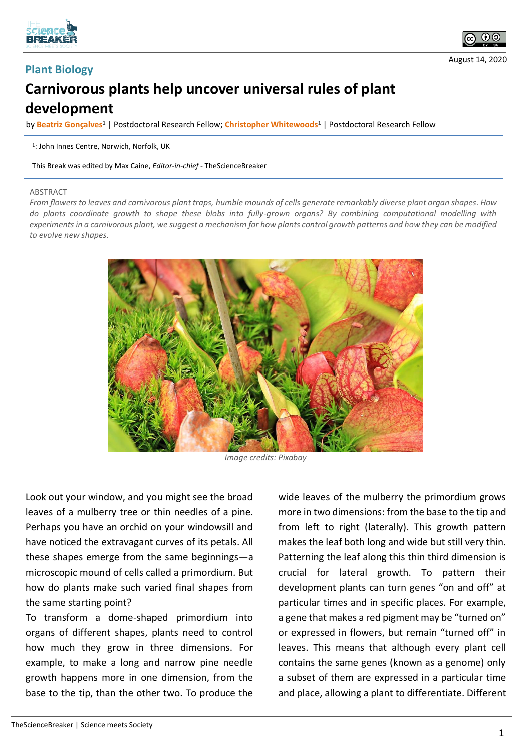Plant Biology

August 14, 2020

# Carnivorous plants help uncover universal rules of plant development

by **Beatriz Gonçalves**[1] | Postdoctoral Research Fellow; **Christopher Whitewoods**[1] | Postdoctoral Research Fellow

[1]: John Innes Centre, Norwich, Norfolk, UK

This Break was edited by Max Caine, *Editor-in-chief* - TheScienceBreaker

ABSTRACT

*From flowers to leaves and carnivorous plant traps, humble mounds of cells generate remarkably diverse plant organ shapes. How do plants coordinate growth to shape these blobs into fully-grown organs? By combining computational modelling with experiments in a carnivorous plant, we suggest a mechanism for how plants control growth patterns and how they can be modified to evolve new shapes.*

*Image credits: Pixabay*

Look out your window, and you might see the broad leaves of a mulberry tree or thin needles of a pine. Perhaps you have an orchid on your windowsill and have noticed the extravagant curves of its petals. All these shapes emerge from the same beginnings—a microscopic mound of cells called a primordium. But how do plants make such varied final shapes from the same starting point?

To transform a dome-shaped primordium into organs of different shapes, plants need to control how much they grow in three dimensions. For example, to make a long and narrow pine needle growth happens more in one dimension, from the base to the tip, than the other two. To produce the wide leaves of the mulberry the primordium grows more in two dimensions: from the base to the tip and from left to right (laterally). This growth pattern makes the leaf both long and wide but still very thin. Patterning the leaf along this thin third dimension is crucial for lateral growth. To pattern their development plants can turn genes "on and off" at particular times and in specific places. For example, a gene that makes a red pigment may be "turned on" or expressed in flowers, but remain "turned off" in leaves. This means that although every plant cell contains the same genes (known as a genome) only a subset of them are expressed in a particular time and place, allowing a plant to differentiate. Different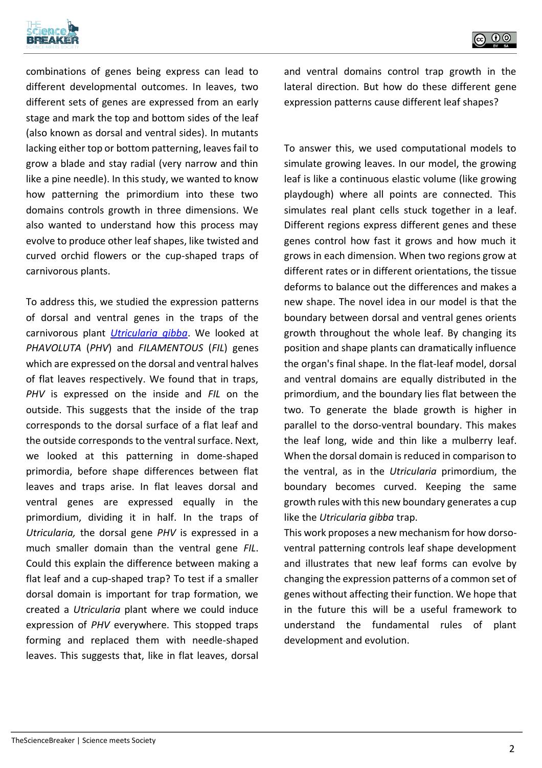combinations of genes being express can lead to different developmental outcomes. In leaves, two different sets of genes are expressed from an early stage and mark the top and bottom sides of the leaf (also known as dorsal and ventral sides). In mutants lacking either top or bottom patterning, leaves fail to grow a blade and stay radial (very narrow and thin like a pine needle). In this study, we wanted to know how patterning the primordium into these two domains controls growth in three dimensions. We also wanted to understand how this process may evolve to produce other leaf shapes, like twisted and curved orchid flowers or the cup-shaped traps of carnivorous plants.

To address this, we studied the expression patterns of dorsal and ventral genes in the traps of the carnivorous plant [*Utricularia gibba*](). We looked at *PHAVOLUTA* (*PHV*) and *FILAMENTOUS* (*FIL*) genes which are expressed on the dorsal and ventral halves of flat leaves respectively. We found that in traps, *PHV* is expressed on the inside and *FIL* on the outside. This suggests that the inside of the trap corresponds to the dorsal surface of a flat leaf and the outside corresponds to the ventral surface. Next, we looked at this patterning in dome-shaped primordia, before shape differences between flat leaves and traps arise. In flat leaves dorsal and ventral genes are expressed equally in the primordium, dividing it in half. In the traps of *Utricularia,* the dorsal gene *PHV* is expressed in a much smaller domain than the ventral gene *FIL*. Could this explain the difference between making a flat leaf and a cup-shaped trap? To test if a smaller dorsal domain is important for trap formation, we created a *Utricularia* plant where we could induce expression of *PHV* everywhere. This stopped traps forming and replaced them with needle-shaped leaves. This suggests that, like in flat leaves, dorsal and ventral domains control trap growth in the lateral direction. But how do these different gene expression patterns cause different leaf shapes?

To answer this, we used computational models to simulate growing leaves. In our model, the growing leaf is like a continuous elastic volume (like growing playdough) where all points are connected. This simulates real plant cells stuck together in a leaf. Different regions express different genes and these genes control how fast it grows and how much it grows in each dimension. When two regions grow at different rates or in different orientations, the tissue deforms to balance out the differences and makes a new shape. The novel idea in our model is that the boundary between dorsal and ventral genes orients growth throughout the whole leaf. By changing its position and shape plants can dramatically influence the organ's final shape. In the flat-leaf model, dorsal and ventral domains are equally distributed in the primordium, and the boundary lies flat between the two. To generate the blade growth is higher in parallel to the dorso-ventral boundary. This makes the leaf long, wide and thin like a mulberry leaf. When the dorsal domain is reduced in comparison to the ventral, as in the *Utricularia* primordium, the boundary becomes curved. Keeping the same growth rules with this new boundary generates a cup like the *Utricularia gibba* trap.

This work proposes a new mechanism for how dorso-ventral patterning controls leaf shape development and illustrates that new leaf forms can evolve by changing the expression patterns of a common set of genes without affecting their function. We hope that in the future this will be a useful framework to understand the fundamental rules of plant development and evolution.